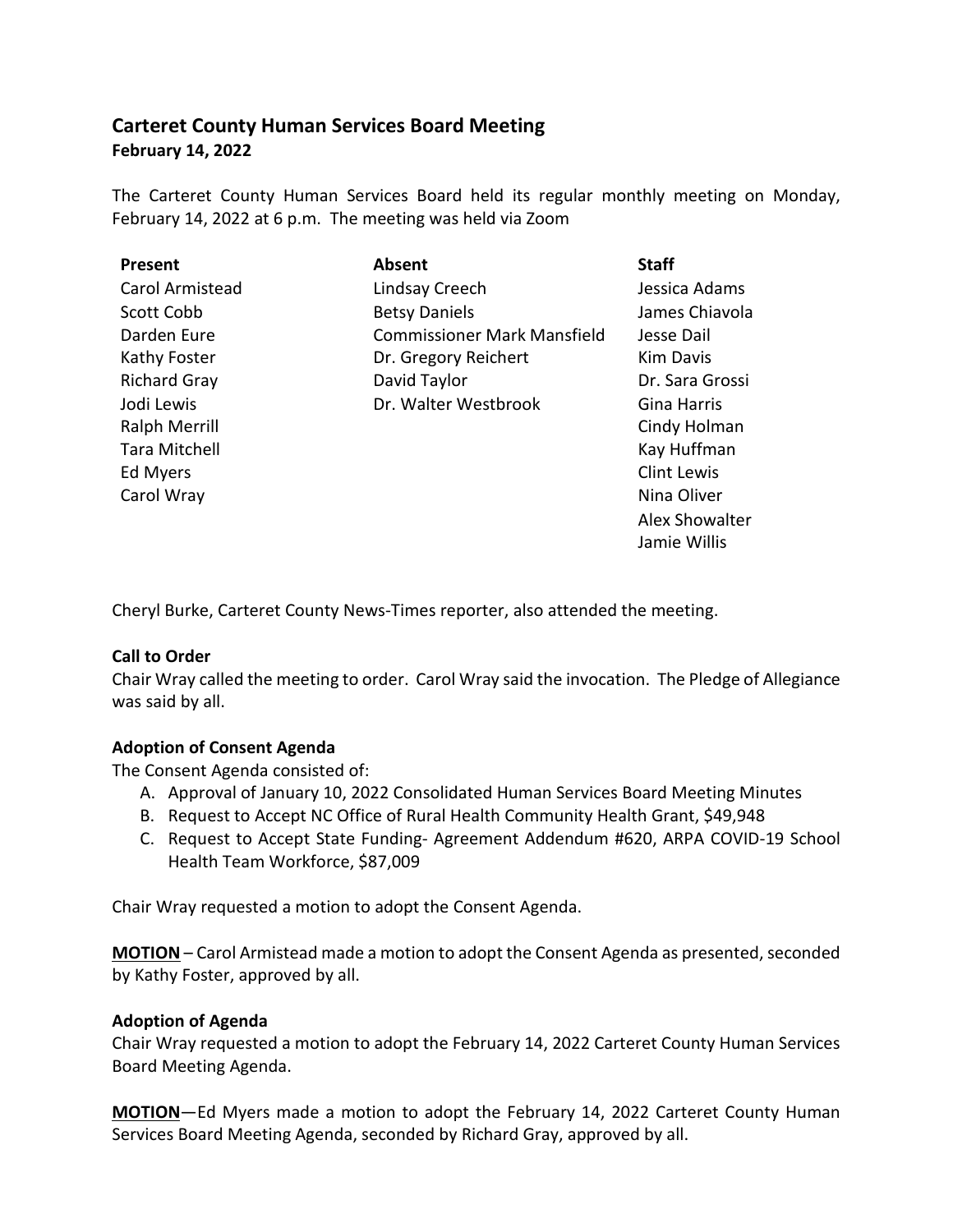# Carteret County Human Services Board Meeting

**February 14, 2022**

The Carteret County Human Services Board held its regular monthly meeting on Monday, February 14, 2022 at 6 p.m. The meeting was held via Zoom

| Present | Absent | Staff |
|---|---|---|
| Carol Armistead | Lindsay Creech | Jessica Adams |
| Scott Cobb | Betsy Daniels | James Chiavola |
| Darden Eure | Commissioner Mark Mansfield | Jesse Dail |
| Kathy Foster | Dr. Gregory Reichert | Kim Davis |
| Richard Gray | David Taylor | Dr. Sara Grossi |
| Jodi Lewis | Dr. Walter Westbrook | Gina Harris |
| Ralph Merrill | | Cindy Holman |
| Tara Mitchell | | Kay Huffman |
| Ed Myers | | Clint Lewis |
| Carol Wray | | Nina Oliver |
| | | Alex Showalter |
| | | Jamie Willis |

Cheryl Burke, Carteret County News-Times reporter, also attended the meeting.

**Call to Order**

Chair Wray called the meeting to order. Carol Wray said the invocation. The Pledge of Allegiance was said by all.

**Adoption of Consent Agenda**

The Consent Agenda consisted of:

A. Approval of January 10, 2022 Consolidated Human Services Board Meeting Minutes
B. Request to Accept NC Office of Rural Health Community Health Grant, $49,948
C. Request to Accept State Funding- Agreement Addendum #620, ARPA COVID-19 School Health Team Workforce, $87,009

Chair Wray requested a motion to adopt the Consent Agenda.

**MOTION** – Carol Armistead made a motion to adopt the Consent Agenda as presented, seconded by Kathy Foster, approved by all.

**Adoption of Agenda**

Chair Wray requested a motion to adopt the February 14, 2022 Carteret County Human Services Board Meeting Agenda.

**MOTION**—Ed Myers made a motion to adopt the February 14, 2022 Carteret County Human Services Board Meeting Agenda, seconded by Richard Gray, approved by all.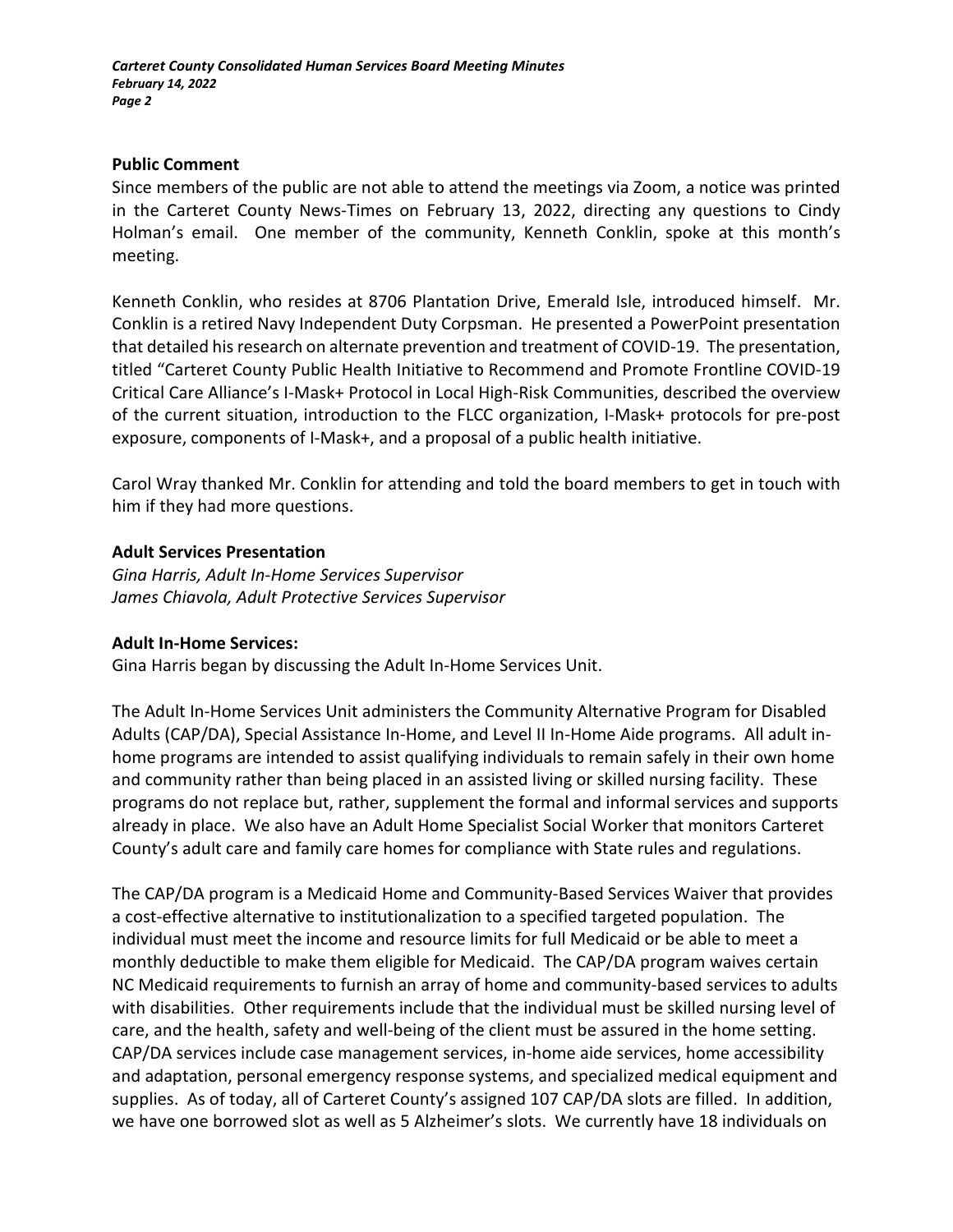**Public Comment**

Since members of the public are not able to attend the meetings via Zoom, a notice was printed in the Carteret County News-Times on February 13, 2022, directing any questions to Cindy Holman's email. One member of the community, Kenneth Conklin, spoke at this month's meeting.

Kenneth Conklin, who resides at 8706 Plantation Drive, Emerald Isle, introduced himself. Mr. Conklin is a retired Navy Independent Duty Corpsman. He presented a PowerPoint presentation that detailed his research on alternate prevention and treatment of COVID-19. The presentation, titled "Carteret County Public Health Initiative to Recommend and Promote Frontline COVID-19 Critical Care Alliance's I-Mask+ Protocol in Local High-Risk Communities, described the overview of the current situation, introduction to the FLCC organization, I-Mask+ protocols for pre-post exposure, components of I-Mask+, and a proposal of a public health initiative.

Carol Wray thanked Mr. Conklin for attending and told the board members to get in touch with him if they had more questions.

**Adult Services Presentation**

*Gina Harris, Adult In-Home Services Supervisor*
*James Chiavola, Adult Protective Services Supervisor*

**Adult In-Home Services:**

Gina Harris began by discussing the Adult In-Home Services Unit.

The Adult In-Home Services Unit administers the Community Alternative Program for Disabled Adults (CAP/DA), Special Assistance In-Home, and Level II In-Home Aide programs. All adult in-home programs are intended to assist qualifying individuals to remain safely in their own home and community rather than being placed in an assisted living or skilled nursing facility. These programs do not replace but, rather, supplement the formal and informal services and supports already in place. We also have an Adult Home Specialist Social Worker that monitors Carteret County's adult care and family care homes for compliance with State rules and regulations.

The CAP/DA program is a Medicaid Home and Community-Based Services Waiver that provides a cost-effective alternative to institutionalization to a specified targeted population. The individual must meet the income and resource limits for full Medicaid or be able to meet a monthly deductible to make them eligible for Medicaid. The CAP/DA program waives certain NC Medicaid requirements to furnish an array of home and community-based services to adults with disabilities. Other requirements include that the individual must be skilled nursing level of care, and the health, safety and well-being of the client must be assured in the home setting. CAP/DA services include case management services, in-home aide services, home accessibility and adaptation, personal emergency response systems, and specialized medical equipment and supplies. As of today, all of Carteret County's assigned 107 CAP/DA slots are filled. In addition, we have one borrowed slot as well as 5 Alzheimer's slots. We currently have 18 individuals on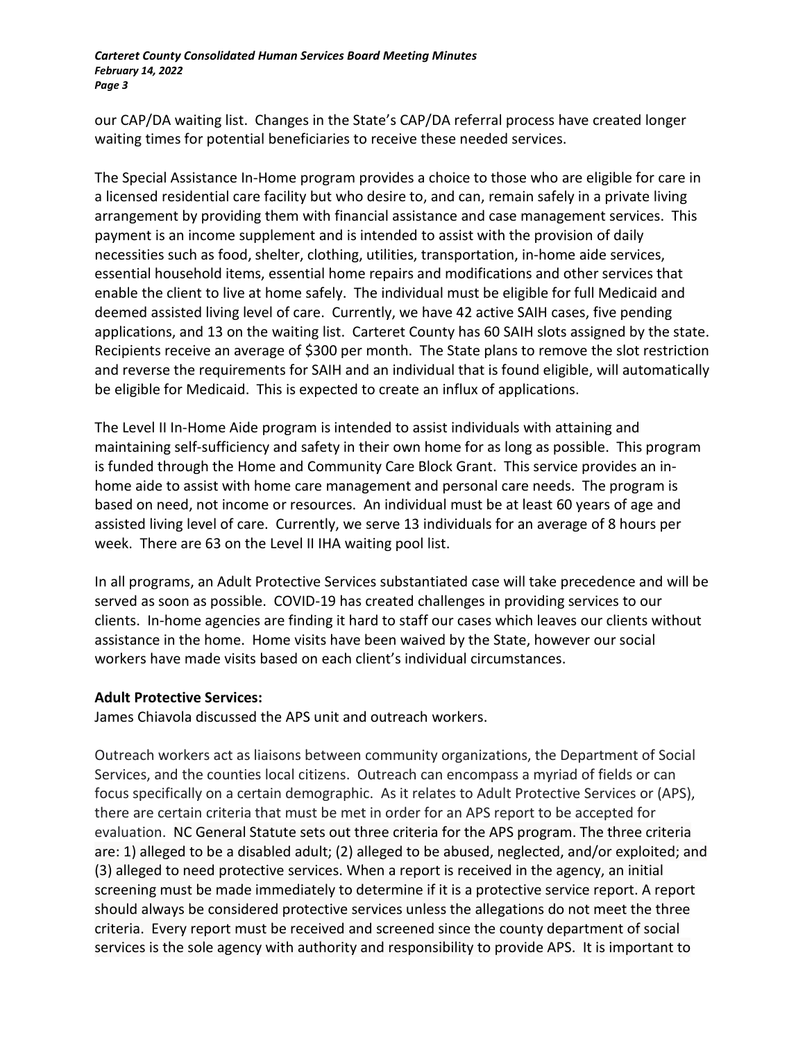our CAP/DA waiting list. Changes in the State's CAP/DA referral process have created longer waiting times for potential beneficiaries to receive these needed services.

The Special Assistance In-Home program provides a choice to those who are eligible for care in a licensed residential care facility but who desire to, and can, remain safely in a private living arrangement by providing them with financial assistance and case management services. This payment is an income supplement and is intended to assist with the provision of daily necessities such as food, shelter, clothing, utilities, transportation, in-home aide services, essential household items, essential home repairs and modifications and other services that enable the client to live at home safely. The individual must be eligible for full Medicaid and deemed assisted living level of care. Currently, we have 42 active SAIH cases, five pending applications, and 13 on the waiting list. Carteret County has 60 SAIH slots assigned by the state. Recipients receive an average of $300 per month. The State plans to remove the slot restriction and reverse the requirements for SAIH and an individual that is found eligible, will automatically be eligible for Medicaid. This is expected to create an influx of applications.

The Level II In-Home Aide program is intended to assist individuals with attaining and maintaining self-sufficiency and safety in their own home for as long as possible. This program is funded through the Home and Community Care Block Grant. This service provides an in-home aide to assist with home care management and personal care needs. The program is based on need, not income or resources. An individual must be at least 60 years of age and assisted living level of care. Currently, we serve 13 individuals for an average of 8 hours per week. There are 63 on the Level II IHA waiting pool list.

In all programs, an Adult Protective Services substantiated case will take precedence and will be served as soon as possible. COVID-19 has created challenges in providing services to our clients. In-home agencies are finding it hard to staff our cases which leaves our clients without assistance in the home. Home visits have been waived by the State, however our social workers have made visits based on each client's individual circumstances.

**Adult Protective Services:**
James Chiavola discussed the APS unit and outreach workers.

Outreach workers act as liaisons between community organizations, the Department of Social Services, and the counties local citizens. Outreach can encompass a myriad of fields or can focus specifically on a certain demographic. As it relates to Adult Protective Services or (APS), there are certain criteria that must be met in order for an APS report to be accepted for evaluation. NC General Statute sets out three criteria for the APS program. The three criteria are: 1) alleged to be a disabled adult; (2) alleged to be abused, neglected, and/or exploited; and (3) alleged to need protective services. When a report is received in the agency, an initial screening must be made immediately to determine if it is a protective service report. A report should always be considered protective services unless the allegations do not meet the three criteria. Every report must be received and screened since the county department of social services is the sole agency with authority and responsibility to provide APS. It is important to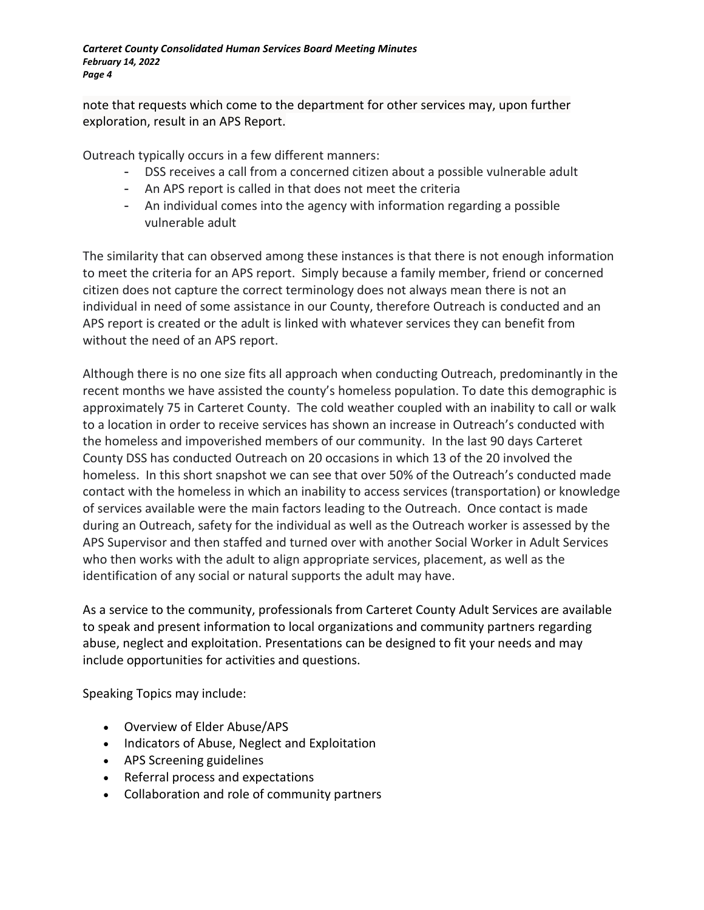note that requests which come to the department for other services may, upon further exploration, result in an APS Report.

Outreach typically occurs in a few different manners:

- DSS receives a call from a concerned citizen about a possible vulnerable adult
- An APS report is called in that does not meet the criteria
- An individual comes into the agency with information regarding a possible vulnerable adult

The similarity that can observed among these instances is that there is not enough information to meet the criteria for an APS report. Simply because a family member, friend or concerned citizen does not capture the correct terminology does not always mean there is not an individual in need of some assistance in our County, therefore Outreach is conducted and an APS report is created or the adult is linked with whatever services they can benefit from without the need of an APS report.

Although there is no one size fits all approach when conducting Outreach, predominantly in the recent months we have assisted the county's homeless population. To date this demographic is approximately 75 in Carteret County. The cold weather coupled with an inability to call or walk to a location in order to receive services has shown an increase in Outreach's conducted with the homeless and impoverished members of our community. In the last 90 days Carteret County DSS has conducted Outreach on 20 occasions in which 13 of the 20 involved the homeless. In this short snapshot we can see that over 50% of the Outreach's conducted made contact with the homeless in which an inability to access services (transportation) or knowledge of services available were the main factors leading to the Outreach. Once contact is made during an Outreach, safety for the individual as well as the Outreach worker is assessed by the APS Supervisor and then staffed and turned over with another Social Worker in Adult Services who then works with the adult to align appropriate services, placement, as well as the identification of any social or natural supports the adult may have.

As a service to the community, professionals from Carteret County Adult Services are available to speak and present information to local organizations and community partners regarding abuse, neglect and exploitation. Presentations can be designed to fit your needs and may include opportunities for activities and questions.

Speaking Topics may include:

- Overview of Elder Abuse/APS
- Indicators of Abuse, Neglect and Exploitation
- APS Screening guidelines
- Referral process and expectations
- Collaboration and role of community partners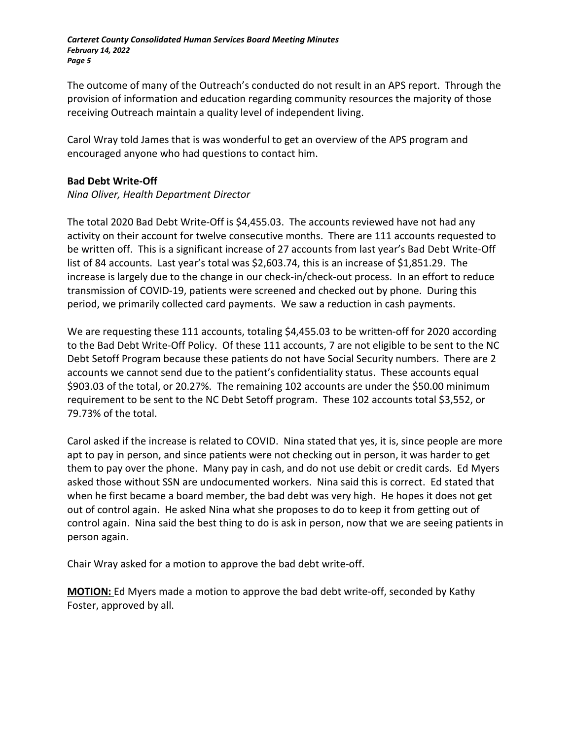The outcome of many of the Outreach's conducted do not result in an APS report. Through the provision of information and education regarding community resources the majority of those receiving Outreach maintain a quality level of independent living.

Carol Wray told James that is was wonderful to get an overview of the APS program and encouraged anyone who had questions to contact him.

**Bad Debt Write-Off**

*Nina Oliver, Health Department Director*

The total 2020 Bad Debt Write-Off is $4,455.03. The accounts reviewed have not had any activity on their account for twelve consecutive months. There are 111 accounts requested to be written off. This is a significant increase of 27 accounts from last year's Bad Debt Write-Off list of 84 accounts. Last year's total was $2,603.74, this is an increase of $1,851.29. The increase is largely due to the change in our check-in/check-out process. In an effort to reduce transmission of COVID-19, patients were screened and checked out by phone. During this period, we primarily collected card payments. We saw a reduction in cash payments.

We are requesting these 111 accounts, totaling $4,455.03 to be written-off for 2020 according to the Bad Debt Write-Off Policy. Of these 111 accounts, 7 are not eligible to be sent to the NC Debt Setoff Program because these patients do not have Social Security numbers. There are 2 accounts we cannot send due to the patient's confidentiality status. These accounts equal $903.03 of the total, or 20.27%. The remaining 102 accounts are under the $50.00 minimum requirement to be sent to the NC Debt Setoff program. These 102 accounts total $3,552, or 79.73% of the total.

Carol asked if the increase is related to COVID. Nina stated that yes, it is, since people are more apt to pay in person, and since patients were not checking out in person, it was harder to get them to pay over the phone. Many pay in cash, and do not use debit or credit cards. Ed Myers asked those without SSN are undocumented workers. Nina said this is correct. Ed stated that when he first became a board member, the bad debt was very high. He hopes it does not get out of control again. He asked Nina what she proposes to do to keep it from getting out of control again. Nina said the best thing to do is ask in person, now that we are seeing patients in person again.

Chair Wray asked for a motion to approve the bad debt write-off.

**MOTION:** Ed Myers made a motion to approve the bad debt write-off, seconded by Kathy Foster, approved by all.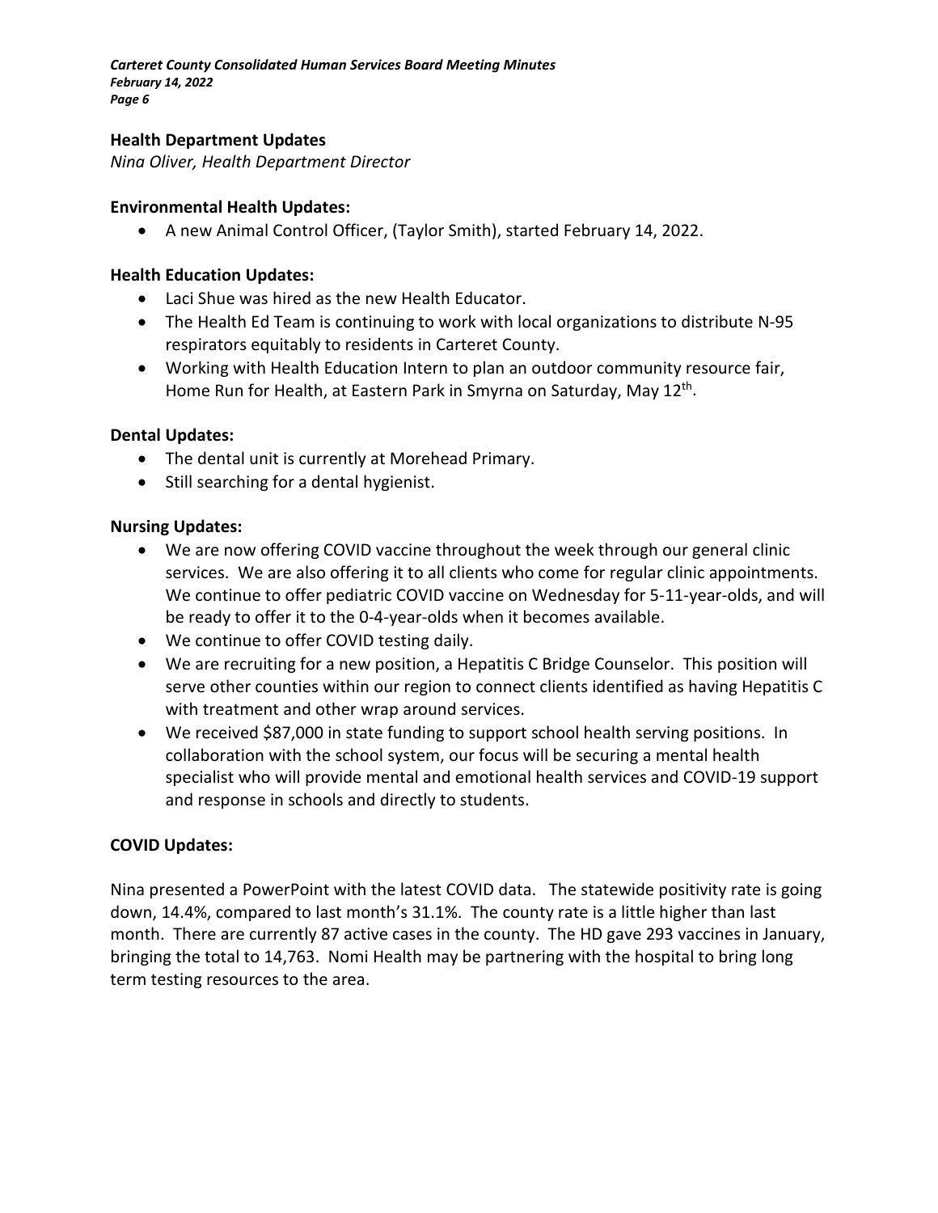## Health Department Updates

*Nina Oliver, Health Department Director*

### Environmental Health Updates:

- A new Animal Control Officer, (Taylor Smith), started February 14, 2022.

### Health Education Updates:

- Laci Shue was hired as the new Health Educator.
- The Health Ed Team is continuing to work with local organizations to distribute N-95 respirators equitably to residents in Carteret County.
- Working with Health Education Intern to plan an outdoor community resource fair, Home Run for Health, at Eastern Park in Smyrna on Saturday, May 12th.

### Dental Updates:

- The dental unit is currently at Morehead Primary.
- Still searching for a dental hygienist.

### Nursing Updates:

- We are now offering COVID vaccine throughout the week through our general clinic services. We are also offering it to all clients who come for regular clinic appointments. We continue to offer pediatric COVID vaccine on Wednesday for 5-11-year-olds, and will be ready to offer it to the 0-4-year-olds when it becomes available.
- We continue to offer COVID testing daily.
- We are recruiting for a new position, a Hepatitis C Bridge Counselor. This position will serve other counties within our region to connect clients identified as having Hepatitis C with treatment and other wrap around services.
- We received $87,000 in state funding to support school health serving positions. In collaboration with the school system, our focus will be securing a mental health specialist who will provide mental and emotional health services and COVID-19 support and response in schools and directly to students.

### COVID Updates:

Nina presented a PowerPoint with the latest COVID data. The statewide positivity rate is going down, 14.4%, compared to last month's 31.1%. The county rate is a little higher than last month. There are currently 87 active cases in the county. The HD gave 293 vaccines in January, bringing the total to 14,763. Nomi Health may be partnering with the hospital to bring long term testing resources to the area.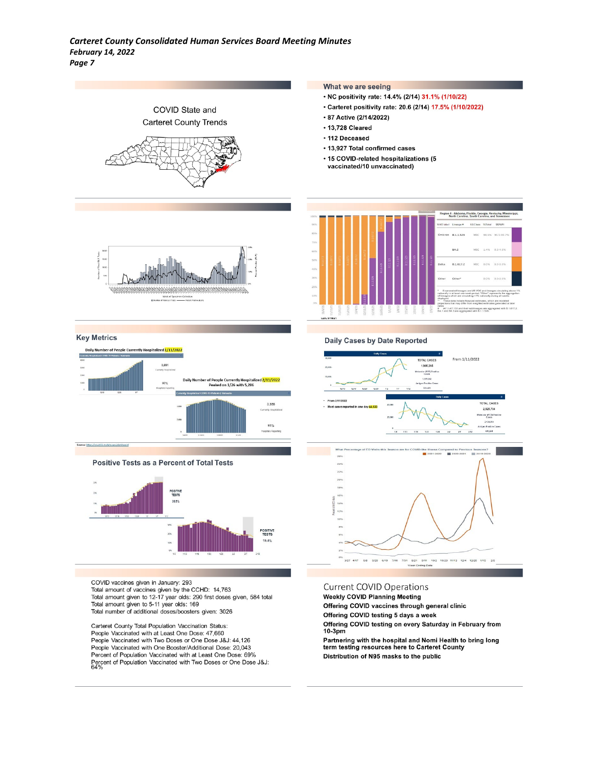### COVID State and Carteret County Trends

### What we are seeing

- NC positivity rate: 14.4% (2/14) 31.1% (1/10/22)
- Carteret positivity rate: 20.6 (2/14) 17.5% (1/10/2022)
- 87 Active (2/14/2022)
- 13,728 Cleared
- 112 Deceased
- 13,927 Total confirmed cases
- 15 COVID-related hospitalizations (5 vaccinated/10 unvaccinated)

### Key Metrics

Daily Number of People Currently Hospitalized 1/11/2022

3,891 Currently Hospitalized

92% Hospitals Reporting

Daily Number of People Currently Hospitalized 2/11/2022
Peaked on 1/26 with 5,206

3,588 Currently Hospitalized

95% Hospitals Reporting

Source: https://covid19.ncdhhs.gov/dashboard

### Daily Cases by Date Reported

From 1/11/2022

TOTAL CASES 1,868,265

- From 2/11/2022
- Most cases reported in one day 44,833

TOTAL CASES 2,526,734

### Positive Tests as a Percent of Total Tests

POSITIVE TESTS 28.8%

POSITIVE TESTS 15.4%

What Percentage of ED Visits this Season are for COVID-like Illness Compared to Previous Seasons?

COVID vaccines given in January: 293
Total amount of vaccines given by the CCHD: 14,763
Total amount given to 12-17 year olds: 290 first doses given, 584 total
Total amount given to 5-11 year olds: 169
Total number of additional doses/boosters given: 3026

Carteret County Total Population Vaccination Status:
People Vaccinated with at Least One Dose: 47,660
People Vaccinated with Two Doses or One Dose J&J: 44,126
People Vaccinated with One Booster/Additional Dose: 20,043
Percent of Population Vaccinated with at Least One Dose: 69%
Percent of Population Vaccinated with Two Doses or One Dose J&J: 64%

### Current COVID Operations

**Weekly COVID Planning Meeting**

**Offering COVID vaccines through general clinic**

**Offering COVID testing 5 days a week**

**Offering COVID testing on every Saturday in February from 10-3pm**

**Partnering with the hospital and Nomi Health to bring long term testing resources here to Carteret County**

**Distribution of N95 masks to the public**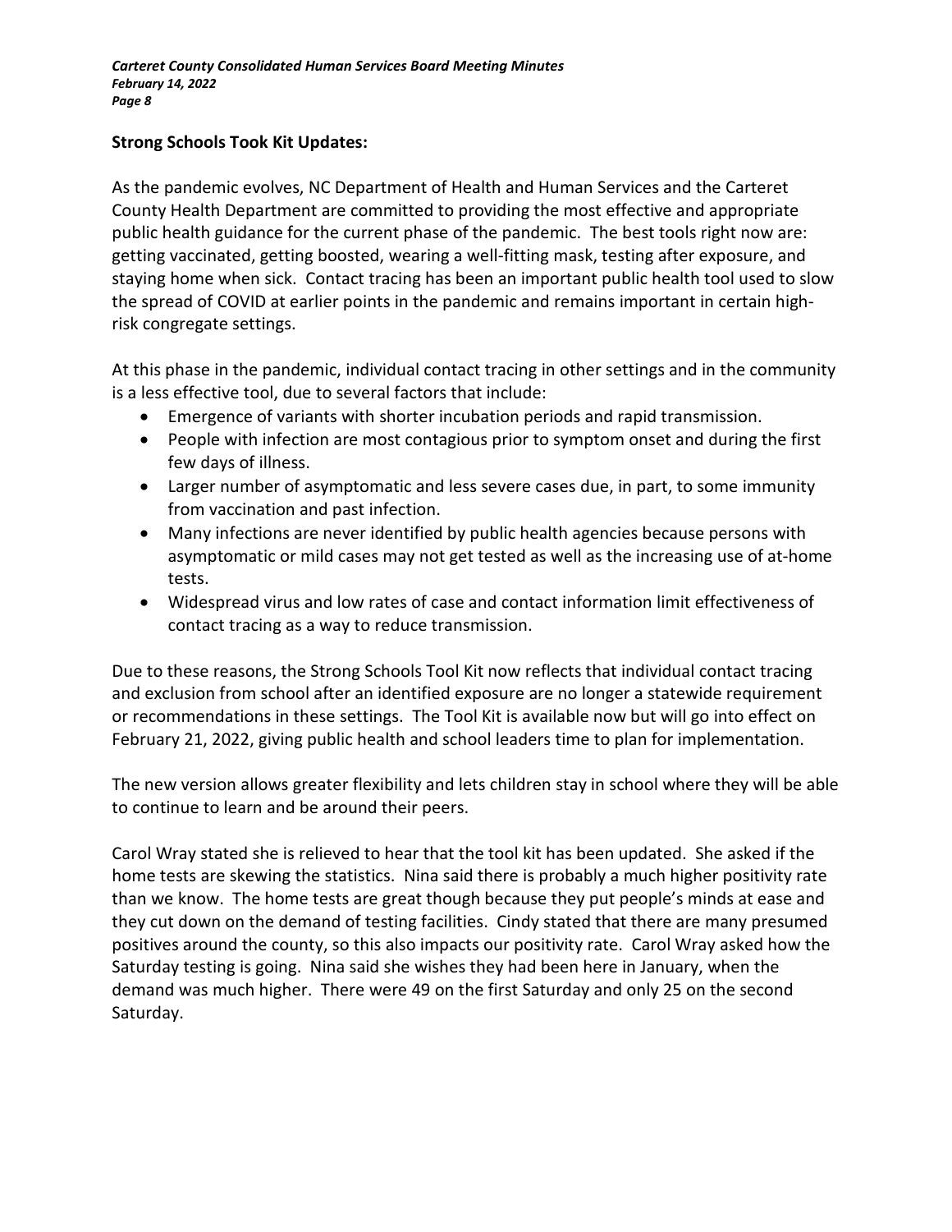**Strong Schools Took Kit Updates:**

As the pandemic evolves, NC Department of Health and Human Services and the Carteret County Health Department are committed to providing the most effective and appropriate public health guidance for the current phase of the pandemic. The best tools right now are: getting vaccinated, getting boosted, wearing a well-fitting mask, testing after exposure, and staying home when sick. Contact tracing has been an important public health tool used to slow the spread of COVID at earlier points in the pandemic and remains important in certain high-risk congregate settings.

At this phase in the pandemic, individual contact tracing in other settings and in the community is a less effective tool, due to several factors that include:

- Emergence of variants with shorter incubation periods and rapid transmission.
- People with infection are most contagious prior to symptom onset and during the first few days of illness.
- Larger number of asymptomatic and less severe cases due, in part, to some immunity from vaccination and past infection.
- Many infections are never identified by public health agencies because persons with asymptomatic or mild cases may not get tested as well as the increasing use of at-home tests.
- Widespread virus and low rates of case and contact information limit effectiveness of contact tracing as a way to reduce transmission.

Due to these reasons, the Strong Schools Tool Kit now reflects that individual contact tracing and exclusion from school after an identified exposure are no longer a statewide requirement or recommendations in these settings. The Tool Kit is available now but will go into effect on February 21, 2022, giving public health and school leaders time to plan for implementation.

The new version allows greater flexibility and lets children stay in school where they will be able to continue to learn and be around their peers.

Carol Wray stated she is relieved to hear that the tool kit has been updated. She asked if the home tests are skewing the statistics. Nina said there is probably a much higher positivity rate than we know. The home tests are great though because they put people's minds at ease and they cut down on the demand of testing facilities. Cindy stated that there are many presumed positives around the county, so this also impacts our positivity rate. Carol Wray asked how the Saturday testing is going. Nina said she wishes they had been here in January, when the demand was much higher. There were 49 on the first Saturday and only 25 on the second Saturday.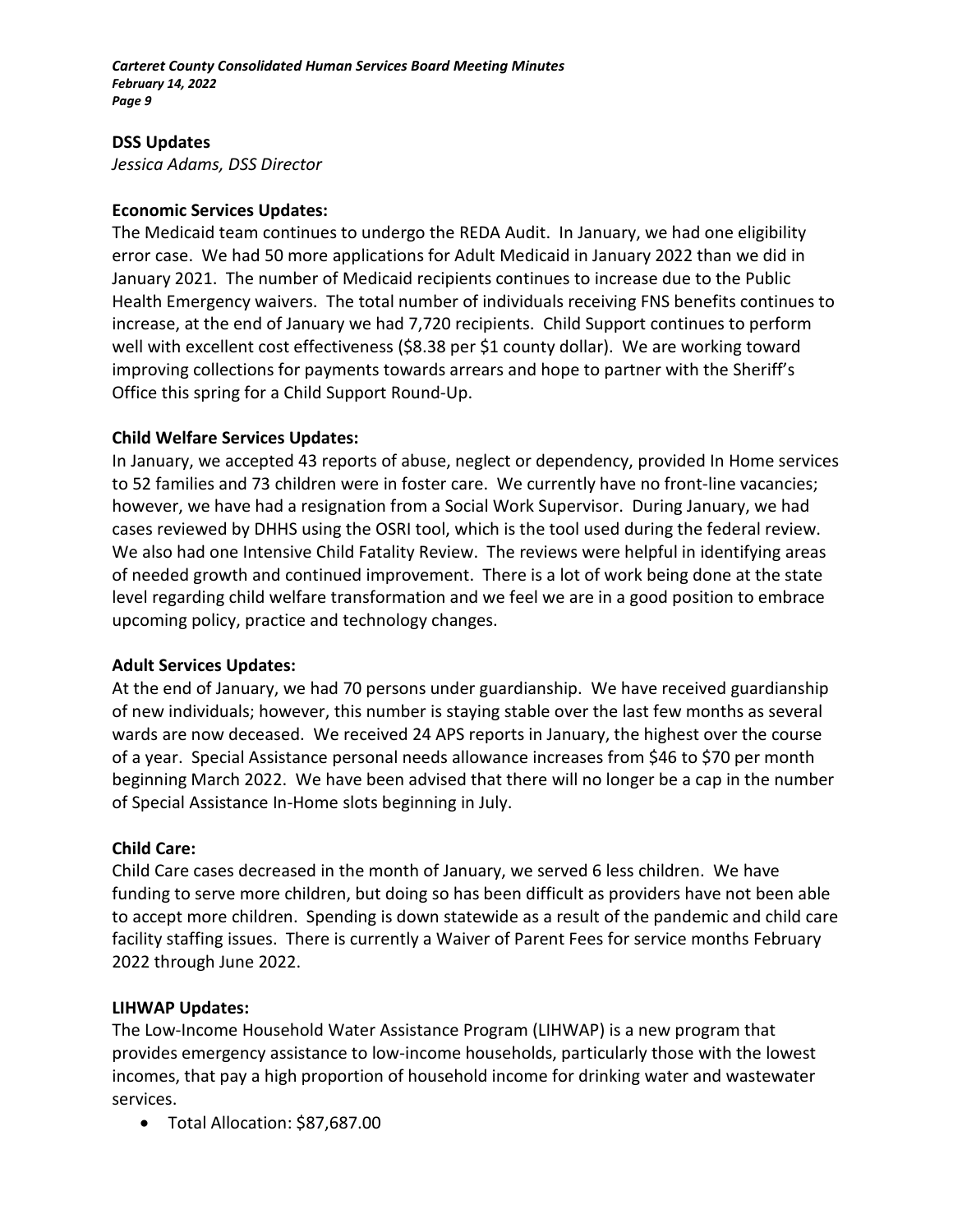## DSS Updates

*Jessica Adams, DSS Director*

### Economic Services Updates:

The Medicaid team continues to undergo the REDA Audit. In January, we had one eligibility error case. We had 50 more applications for Adult Medicaid in January 2022 than we did in January 2021. The number of Medicaid recipients continues to increase due to the Public Health Emergency waivers. The total number of individuals receiving FNS benefits continues to increase, at the end of January we had 7,720 recipients. Child Support continues to perform well with excellent cost effectiveness ($8.38 per $1 county dollar). We are working toward improving collections for payments towards arrears and hope to partner with the Sheriff's Office this spring for a Child Support Round-Up.

### Child Welfare Services Updates:

In January, we accepted 43 reports of abuse, neglect or dependency, provided In Home services to 52 families and 73 children were in foster care. We currently have no front-line vacancies; however, we have had a resignation from a Social Work Supervisor. During January, we had cases reviewed by DHHS using the OSRI tool, which is the tool used during the federal review. We also had one Intensive Child Fatality Review. The reviews were helpful in identifying areas of needed growth and continued improvement. There is a lot of work being done at the state level regarding child welfare transformation and we feel we are in a good position to embrace upcoming policy, practice and technology changes.

### Adult Services Updates:

At the end of January, we had 70 persons under guardianship. We have received guardianship of new individuals; however, this number is staying stable over the last few months as several wards are now deceased. We received 24 APS reports in January, the highest over the course of a year. Special Assistance personal needs allowance increases from $46 to $70 per month beginning March 2022. We have been advised that there will no longer be a cap in the number of Special Assistance In-Home slots beginning in July.

### Child Care:

Child Care cases decreased in the month of January, we served 6 less children. We have funding to serve more children, but doing so has been difficult as providers have not been able to accept more children. Spending is down statewide as a result of the pandemic and child care facility staffing issues. There is currently a Waiver of Parent Fees for service months February 2022 through June 2022.

### LIHWAP Updates:

The Low-Income Household Water Assistance Program (LIHWAP) is a new program that provides emergency assistance to low-income households, particularly those with the lowest incomes, that pay a high proportion of household income for drinking water and wastewater services.

- Total Allocation: $87,687.00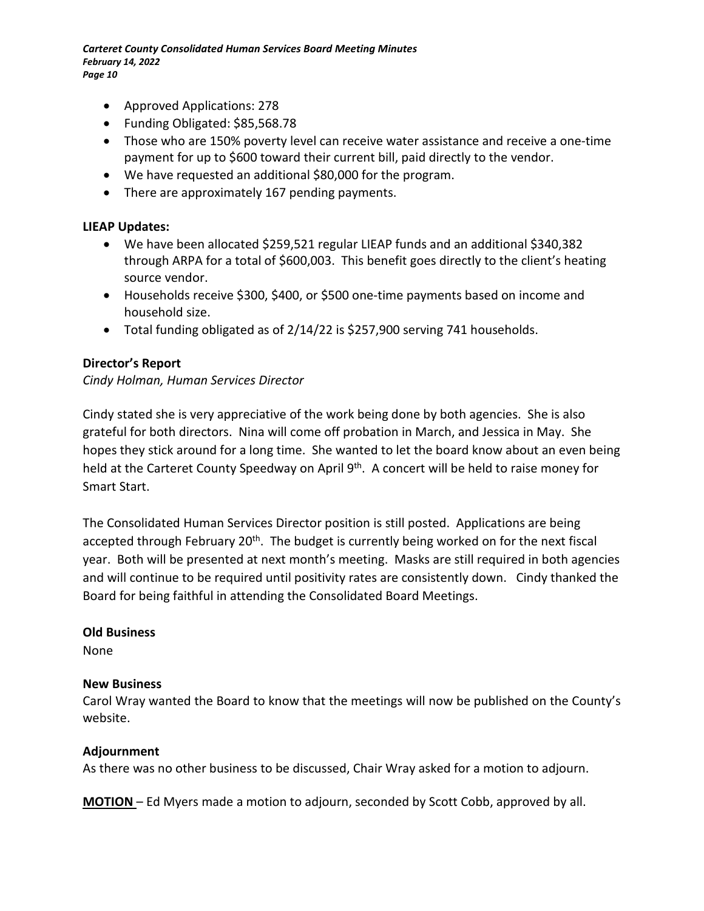- Approved Applications: 278
- Funding Obligated: $85,568.78
- Those who are 150% poverty level can receive water assistance and receive a one-time payment for up to $600 toward their current bill, paid directly to the vendor.
- We have requested an additional $80,000 for the program.
- There are approximately 167 pending payments.

**LIEAP Updates:**

- We have been allocated $259,521 regular LIEAP funds and an additional $340,382 through ARPA for a total of $600,003. This benefit goes directly to the client's heating source vendor.
- Households receive $300, $400, or $500 one-time payments based on income and household size.
- Total funding obligated as of 2/14/22 is $257,900 serving 741 households.

**Director's Report**

*Cindy Holman, Human Services Director*

Cindy stated she is very appreciative of the work being done by both agencies. She is also grateful for both directors. Nina will come off probation in March, and Jessica in May. She hopes they stick around for a long time. She wanted to let the board know about an even being held at the Carteret County Speedway on April 9th. A concert will be held to raise money for Smart Start.

The Consolidated Human Services Director position is still posted. Applications are being accepted through February 20th. The budget is currently being worked on for the next fiscal year. Both will be presented at next month's meeting. Masks are still required in both agencies and will continue to be required until positivity rates are consistently down. Cindy thanked the Board for being faithful in attending the Consolidated Board Meetings.

**Old Business**

None

**New Business**

Carol Wray wanted the Board to know that the meetings will now be published on the County's website.

**Adjournment**

As there was no other business to be discussed, Chair Wray asked for a motion to adjourn.

**MOTION** – Ed Myers made a motion to adjourn, seconded by Scott Cobb, approved by all.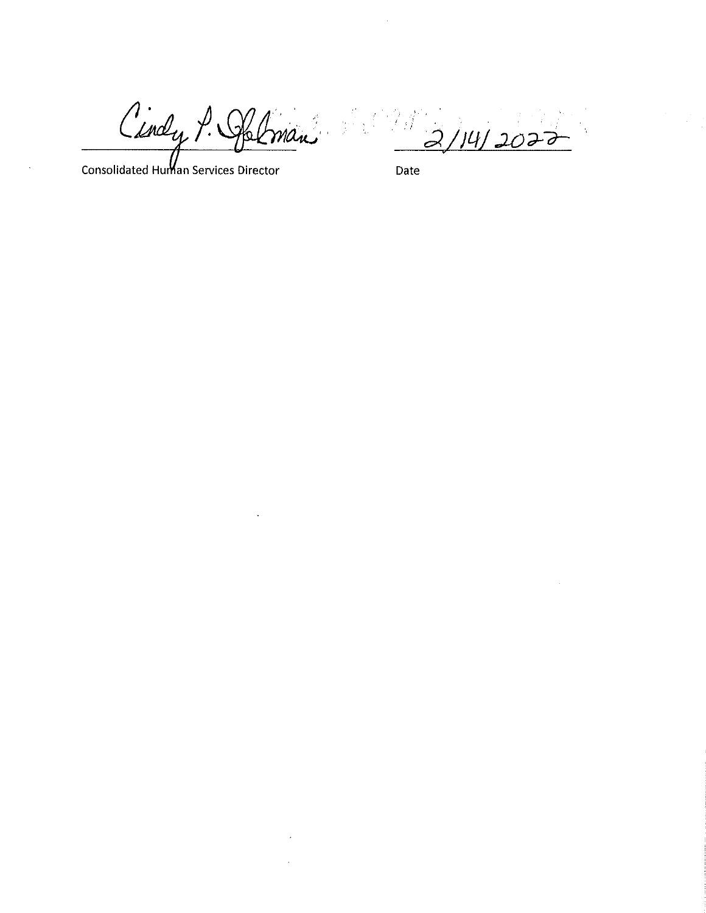Cindy P. Ofelman    2/14/2022

Consolidated Human Services Director    Date